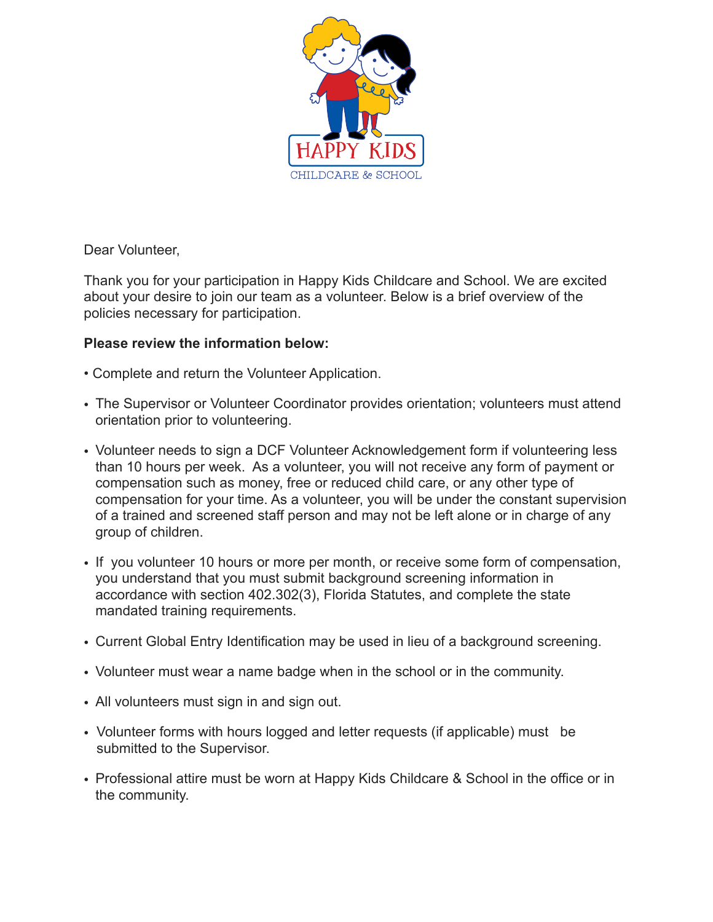HAPPY KIDS
CHILDCARE & SCHOOL

Dear Volunteer,

Thank you for your participation in Happy Kids Childcare and School. We are excited about your desire to join our team as a volunteer. Below is a brief overview of the policies necessary for participation.

**Please review the information below:**

- Complete and return the Volunteer Application.
- The Supervisor or Volunteer Coordinator provides orientation; volunteers must attend orientation prior to volunteering.
- Volunteer needs to sign a DCF Volunteer Acknowledgement form if volunteering less than 10 hours per week. As a volunteer, you will not receive any form of payment or compensation such as money, free or reduced child care, or any other type of compensation for your time. As a volunteer, you will be under the constant supervision of a trained and screened staff person and may not be left alone or in charge of any group of children.
- If you volunteer 10 hours or more per month, or receive some form of compensation, you understand that you must submit background screening information in accordance with section 402.302(3), Florida Statutes, and complete the state mandated training requirements.
- Current Global Entry Identification may be used in lieu of a background screening.
- Volunteer must wear a name badge when in the school or in the community.
- All volunteers must sign in and sign out.
- Volunteer forms with hours logged and letter requests (if applicable) must be submitted to the Supervisor.
- Professional attire must be worn at Happy Kids Childcare & School in the office or in the community.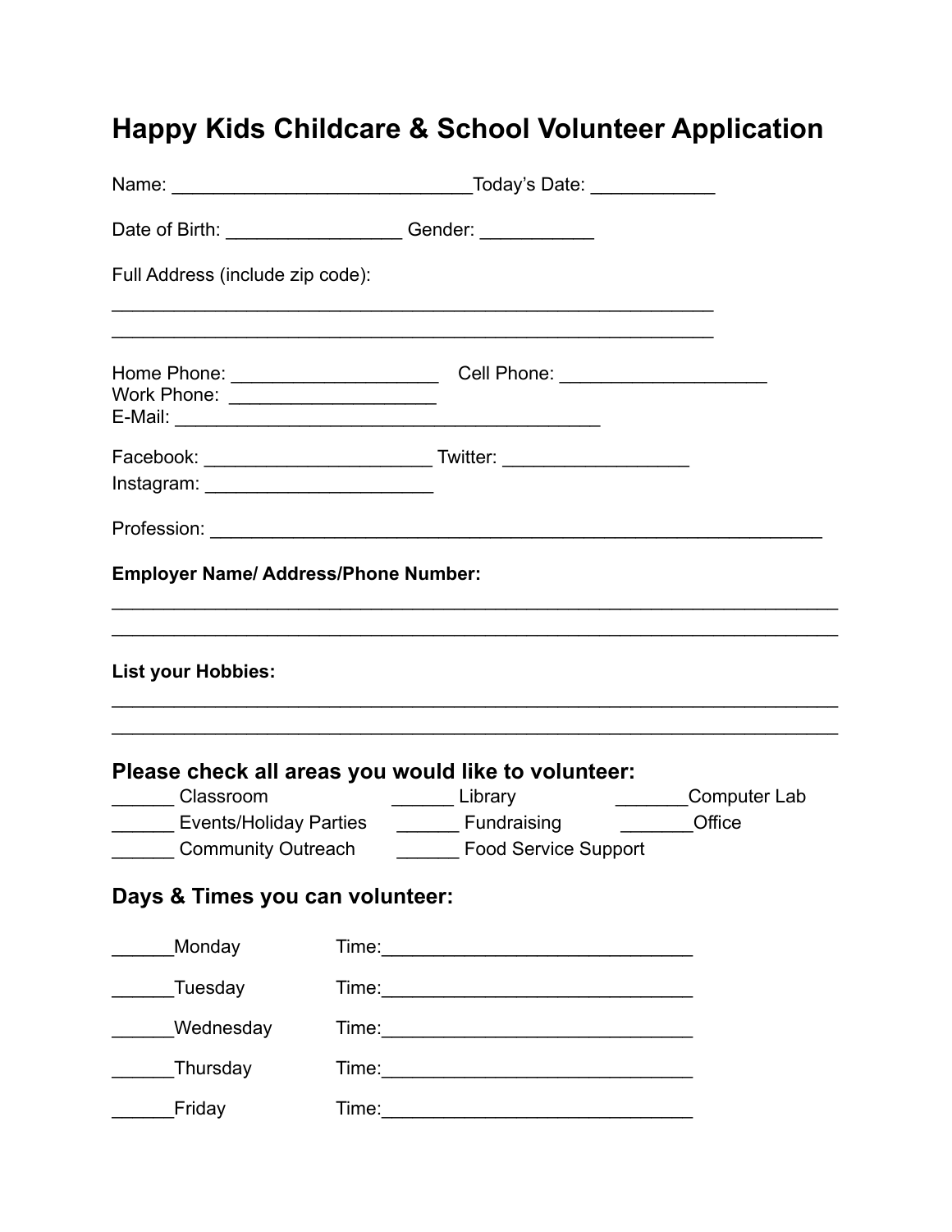# Happy Kids Childcare & School Volunteer Application

Name: ______________________________Today's Date: ____________

Date of Birth: _________________ Gender: ___________

Full Address (include zip code):

_____________________________________________________________

_____________________________________________________________

Home Phone: ____________________ Cell Phone: ____________________

Work Phone: ____________________

E-Mail: __________________________________________

Facebook: ______________________ Twitter: __________________

Instagram: ______________________

Profession: ______________________________________________________________

**Employer Name/ Address/Phone Number:**

______________________________________________________________________

______________________________________________________________________

**List your Hobbies:**

______________________________________________________________________

______________________________________________________________________

## Please check all areas you would like to volunteer:

______ Classroom ______ Library _______Computer Lab

______ Events/Holiday Parties ______ Fundraising _______Office

______ Community Outreach ______ Food Service Support

## Days & Times you can volunteer:

______Monday Time:______________________________

______Tuesday Time:______________________________

______Wednesday Time:______________________________

______Thursday Time:______________________________

______Friday Time:______________________________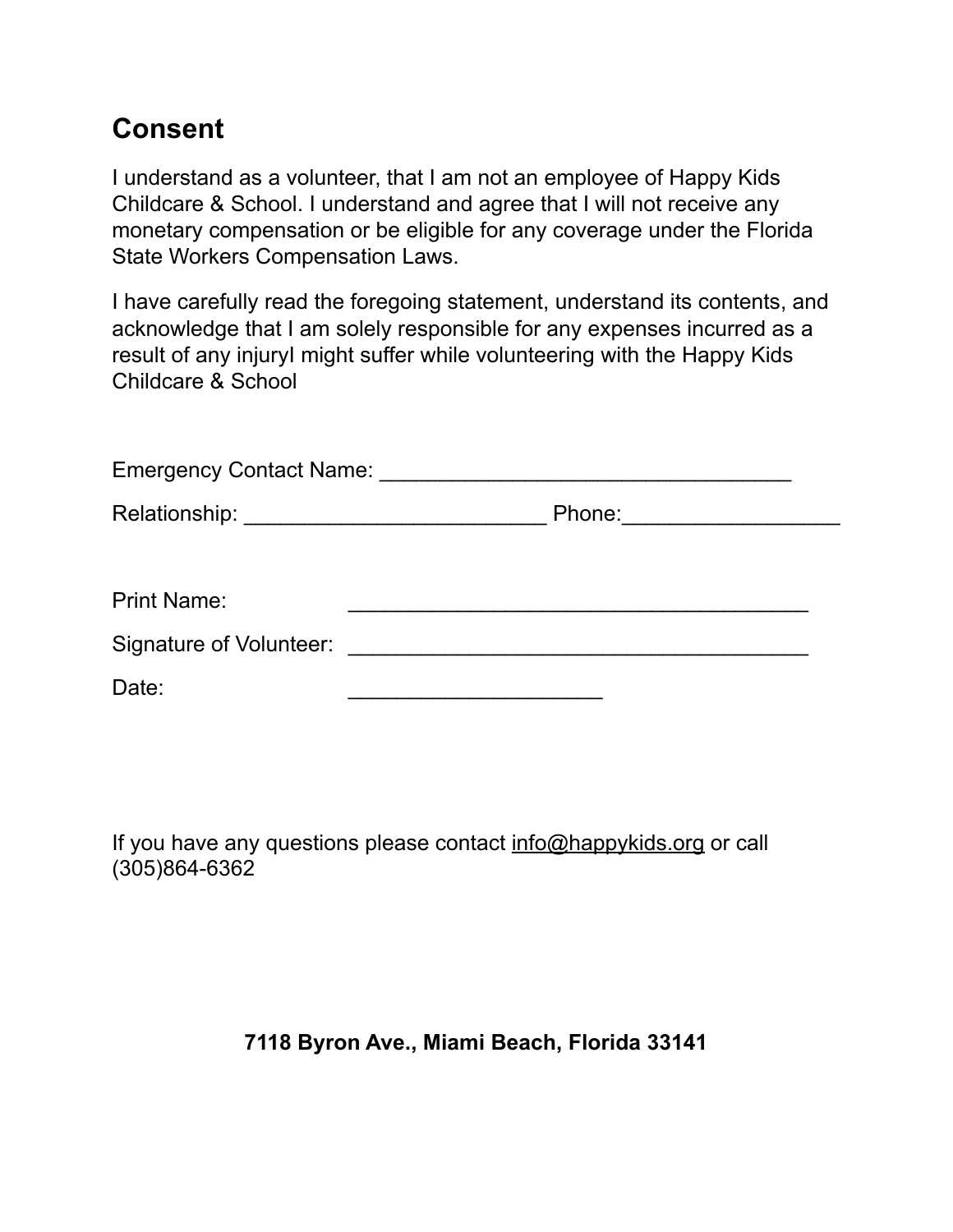## Consent

I understand as a volunteer, that I am not an employee of Happy Kids Childcare & School. I understand and agree that I will not receive any monetary compensation or be eligible for any coverage under the Florida State Workers Compensation Laws.

I have carefully read the foregoing statement, understand its contents, and acknowledge that I am solely responsible for any expenses incurred as a result of any injuryI might suffer while volunteering with the Happy Kids Childcare & School

Emergency Contact Name: ___________________________________

Relationship: _________________________ Phone:_________________

Print Name: _______________________________________

Signature of Volunteer: _______________________________________

Date: _____________________

If you have any questions please contact info@happykids.org or call (305)864-6362

**7118 Byron Ave., Miami Beach, Florida 33141**